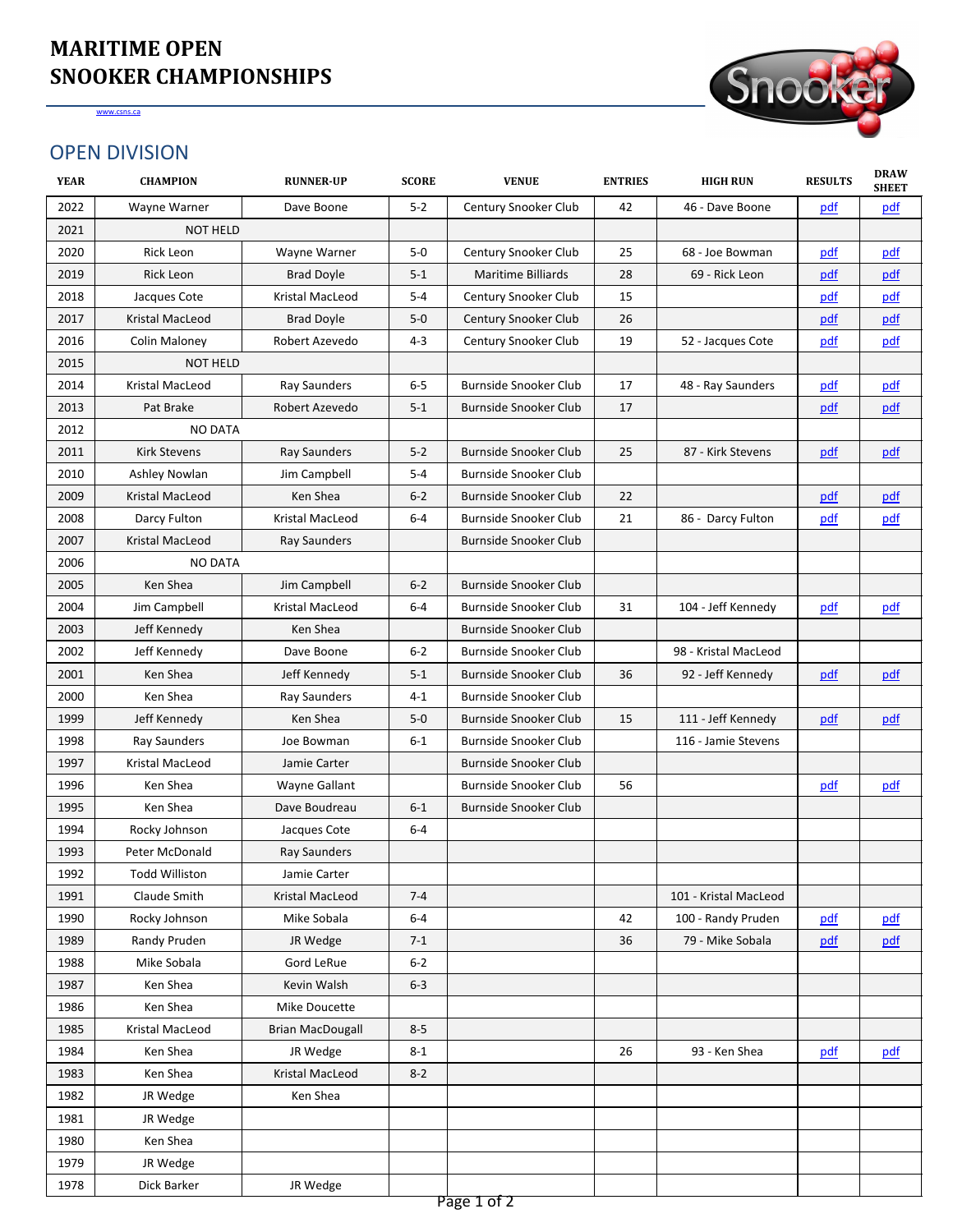# MARITIME OPEN SNOOKER CHAMPIONSHIPS

www.csns.ca

## OPEN DIVISION

| YEAR | CHAMPION | RUNNER-UP | SCORE | VENUE | ENTRIES | HIGH RUN | RESULTS | DRAW SHEET |
|---|---|---|---|---|---|---|---|---|
| 2022 | Wayne Warner | Dave Boone | 5-2 | Century Snooker Club | 42 | 46 - Dave Boone | pdf | pdf |
| 2021 | NOT HELD | | | | | | | |
| 2020 | Rick Leon | Wayne Warner | 5-0 | Century Snooker Club | 25 | 68 - Joe Bowman | pdf | pdf |
| 2019 | Rick Leon | Brad Doyle | 5-1 | Maritime Billiards | 28 | 69 - Rick Leon | pdf | pdf |
| 2018 | Jacques Cote | Kristal MacLeod | 5-4 | Century Snooker Club | 15 | | pdf | pdf |
| 2017 | Kristal MacLeod | Brad Doyle | 5-0 | Century Snooker Club | 26 | | pdf | pdf |
| 2016 | Colin Maloney | Robert Azevedo | 4-3 | Century Snooker Club | 19 | 52 - Jacques Cote | pdf | pdf |
| 2015 | NOT HELD | | | | | | | |
| 2014 | Kristal MacLeod | Ray Saunders | 6-5 | Burnside Snooker Club | 17 | 48 - Ray Saunders | pdf | pdf |
| 2013 | Pat Brake | Robert Azevedo | 5-1 | Burnside Snooker Club | 17 | | pdf | pdf |
| 2012 | NO DATA | | | | | | | |
| 2011 | Kirk Stevens | Ray Saunders | 5-2 | Burnside Snooker Club | 25 | 87 - Kirk Stevens | pdf | pdf |
| 2010 | Ashley Nowlan | Jim Campbell | 5-4 | Burnside Snooker Club | | | | |
| 2009 | Kristal MacLeod | Ken Shea | 6-2 | Burnside Snooker Club | 22 | | pdf | pdf |
| 2008 | Darcy Fulton | Kristal MacLeod | 6-4 | Burnside Snooker Club | 21 | 86 - Darcy Fulton | pdf | pdf |
| 2007 | Kristal MacLeod | Ray Saunders | | Burnside Snooker Club | | | | |
| 2006 | NO DATA | | | | | | | |
| 2005 | Ken Shea | Jim Campbell | 6-2 | Burnside Snooker Club | | | | |
| 2004 | Jim Campbell | Kristal MacLeod | 6-4 | Burnside Snooker Club | 31 | 104 - Jeff Kennedy | pdf | pdf |
| 2003 | Jeff Kennedy | Ken Shea | | Burnside Snooker Club | | | | |
| 2002 | Jeff Kennedy | Dave Boone | 6-2 | Burnside Snooker Club | | 98 - Kristal MacLeod | | |
| 2001 | Ken Shea | Jeff Kennedy | 5-1 | Burnside Snooker Club | 36 | 92 - Jeff Kennedy | pdf | pdf |
| 2000 | Ken Shea | Ray Saunders | 4-1 | Burnside Snooker Club | | | | |
| 1999 | Jeff Kennedy | Ken Shea | 5-0 | Burnside Snooker Club | 15 | 111 - Jeff Kennedy | pdf | pdf |
| 1998 | Ray Saunders | Joe Bowman | 6-1 | Burnside Snooker Club | | 116 - Jamie Stevens | | |
| 1997 | Kristal MacLeod | Jamie Carter | | Burnside Snooker Club | | | | |
| 1996 | Ken Shea | Wayne Gallant | | Burnside Snooker Club | 56 | | pdf | pdf |
| 1995 | Ken Shea | Dave Boudreau | 6-1 | Burnside Snooker Club | | | | |
| 1994 | Rocky Johnson | Jacques Cote | 6-4 | | | | | |
| 1993 | Peter McDonald | Ray Saunders | | | | | | |
| 1992 | Todd Williston | Jamie Carter | | | | | | |
| 1991 | Claude Smith | Kristal MacLeod | 7-4 | | | 101 - Kristal MacLeod | | |
| 1990 | Rocky Johnson | Mike Sobala | 6-4 | | 42 | 100 - Randy Pruden | pdf | pdf |
| 1989 | Randy Pruden | JR Wedge | 7-1 | | 36 | 79 - Mike Sobala | pdf | pdf |
| 1988 | Mike Sobala | Gord LeRue | 6-2 | | | | | |
| 1987 | Ken Shea | Kevin Walsh | 6-3 | | | | | |
| 1986 | Ken Shea | Mike Doucette | | | | | | |
| 1985 | Kristal MacLeod | Brian MacDougall | 8-5 | | | | | |
| 1984 | Ken Shea | JR Wedge | 8-1 | | 26 | 93 - Ken Shea | pdf | pdf |
| 1983 | Ken Shea | Kristal MacLeod | 8-2 | | | | | |
| 1982 | JR Wedge | Ken Shea | | | | | | |
| 1981 | JR Wedge | | | | | | | |
| 1980 | Ken Shea | | | | | | | |
| 1979 | JR Wedge | | | | | | | |
| 1978 | Dick Barker | JR Wedge | | | | | | |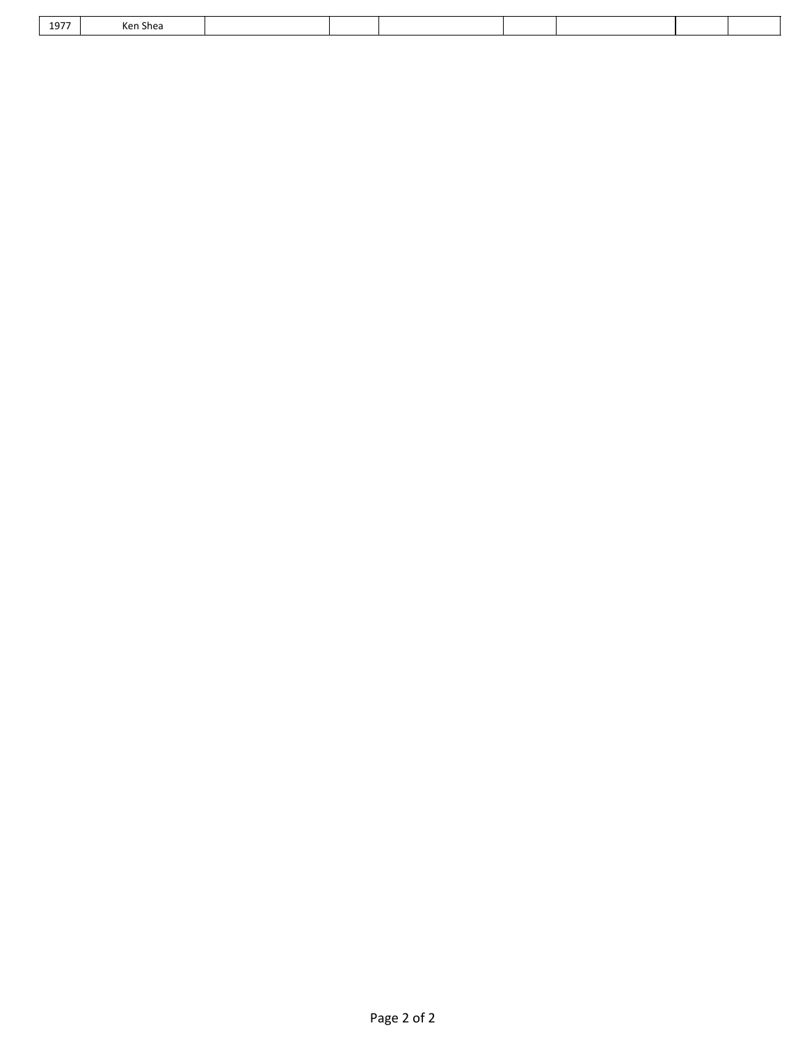| | | | | | | | | |
|---|---|---|---|---|---|---|---|---|
| 1977 | Ken Shea | | | | | | | |